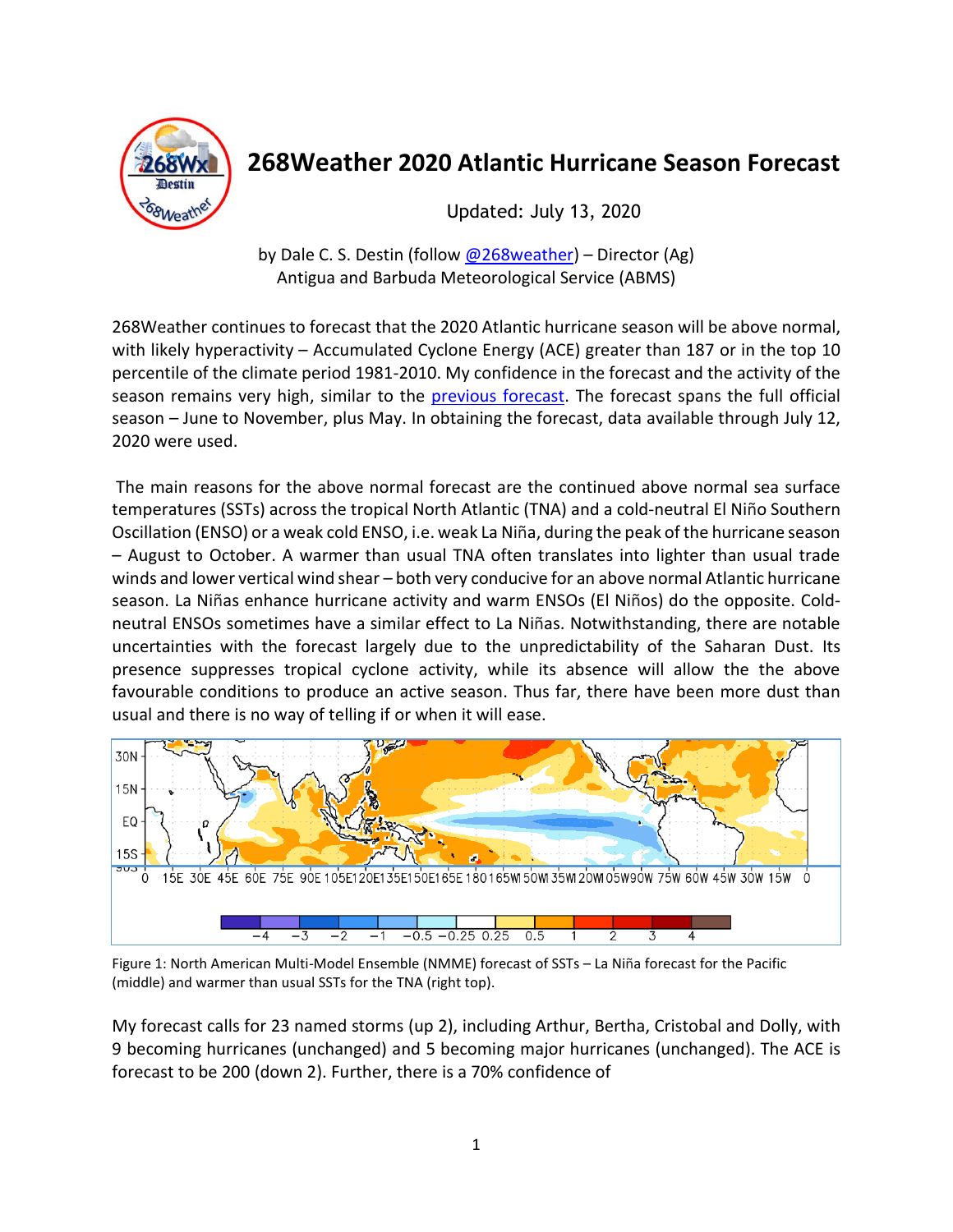# 268Weather 2020 Atlantic Hurricane Season Forecast

Updated: July 13, 2020

by Dale C. S. Destin (follow [@268weather]) – Director (Ag)
Antigua and Barbuda Meteorological Service (ABMS)

268Weather continues to forecast that the 2020 Atlantic hurricane season will be above normal, with likely hyperactivity – Accumulated Cyclone Energy (ACE) greater than 187 or in the top 10 percentile of the climate period 1981-2010. My confidence in the forecast and the activity of the season remains very high, similar to the previous forecast. The forecast spans the full official season – June to November, plus May. In obtaining the forecast, data available through July 12, 2020 were used.

The main reasons for the above normal forecast are the continued above normal sea surface temperatures (SSTs) across the tropical North Atlantic (TNA) and a cold-neutral El Niño Southern Oscillation (ENSO) or a weak cold ENSO, i.e. weak La Niña, during the peak of the hurricane season – August to October. A warmer than usual TNA often translates into lighter than usual trade winds and lower vertical wind shear – both very conducive for an above normal Atlantic hurricane season. La Niñas enhance hurricane activity and warm ENSOs (El Niños) do the opposite. Cold-neutral ENSOs sometimes have a similar effect to La Niñas. Notwithstanding, there are notable uncertainties with the forecast largely due to the unpredictability of the Saharan Dust. Its presence suppresses tropical cyclone activity, while its absence will allow the the above favourable conditions to produce an active season. Thus far, there have been more dust than usual and there is no way of telling if or when it will ease.

Figure 1: North American Multi-Model Ensemble (NMME) forecast of SSTs – La Niña forecast for the Pacific (middle) and warmer than usual SSTs for the TNA (right top).

My forecast calls for 23 named storms (up 2), including Arthur, Bertha, Cristobal and Dolly, with 9 becoming hurricanes (unchanged) and 5 becoming major hurricanes (unchanged). The ACE is forecast to be 200 (down 2). Further, there is a 70% confidence of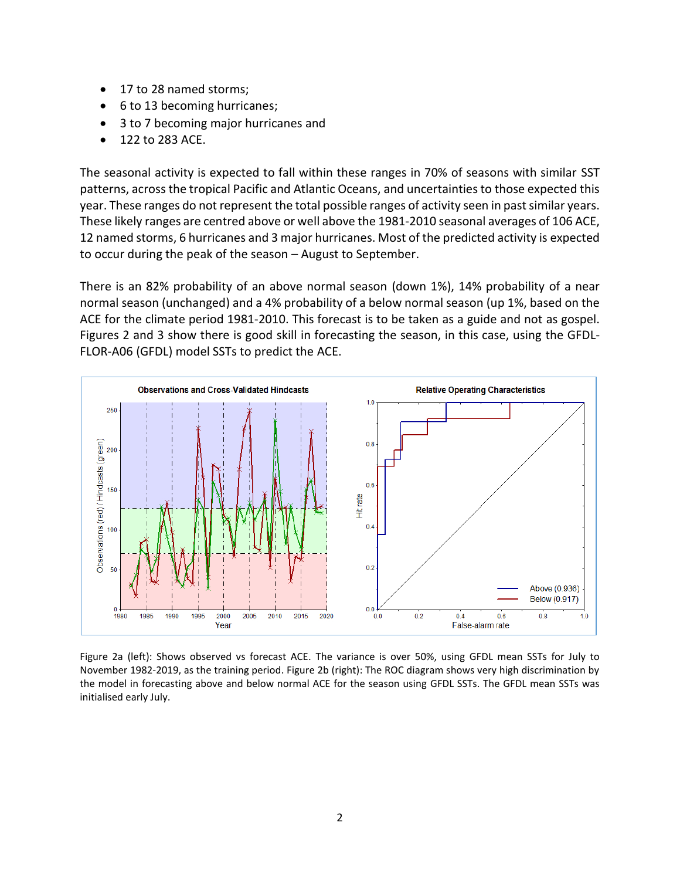- 17 to 28 named storms;
- 6 to 13 becoming hurricanes;
- 3 to 7 becoming major hurricanes and
- 122 to 283 ACE.

The seasonal activity is expected to fall within these ranges in 70% of seasons with similar SST patterns, across the tropical Pacific and Atlantic Oceans, and uncertainties to those expected this year. These ranges do not represent the total possible ranges of activity seen in past similar years. These likely ranges are centred above or well above the 1981-2010 seasonal averages of 106 ACE, 12 named storms, 6 hurricanes and 3 major hurricanes. Most of the predicted activity is expected to occur during the peak of the season – August to September.

There is an 82% probability of an above normal season (down 1%), 14% probability of a near normal season (unchanged) and a 4% probability of a below normal season (up 1%, based on the ACE for the climate period 1981-2010. This forecast is to be taken as a guide and not as gospel. Figures 2 and 3 show there is good skill in forecasting the season, in this case, using the GFDL-FLOR-A06 (GFDL) model SSTs to predict the ACE.

Figure 2a (left): Shows observed vs forecast ACE. The variance is over 50%, using GFDL mean SSTs for July to November 1982-2019, as the training period. Figure 2b (right): The ROC diagram shows very high discrimination by the model in forecasting above and below normal ACE for the season using GFDL SSTs. The GFDL mean SSTs was initialised early July.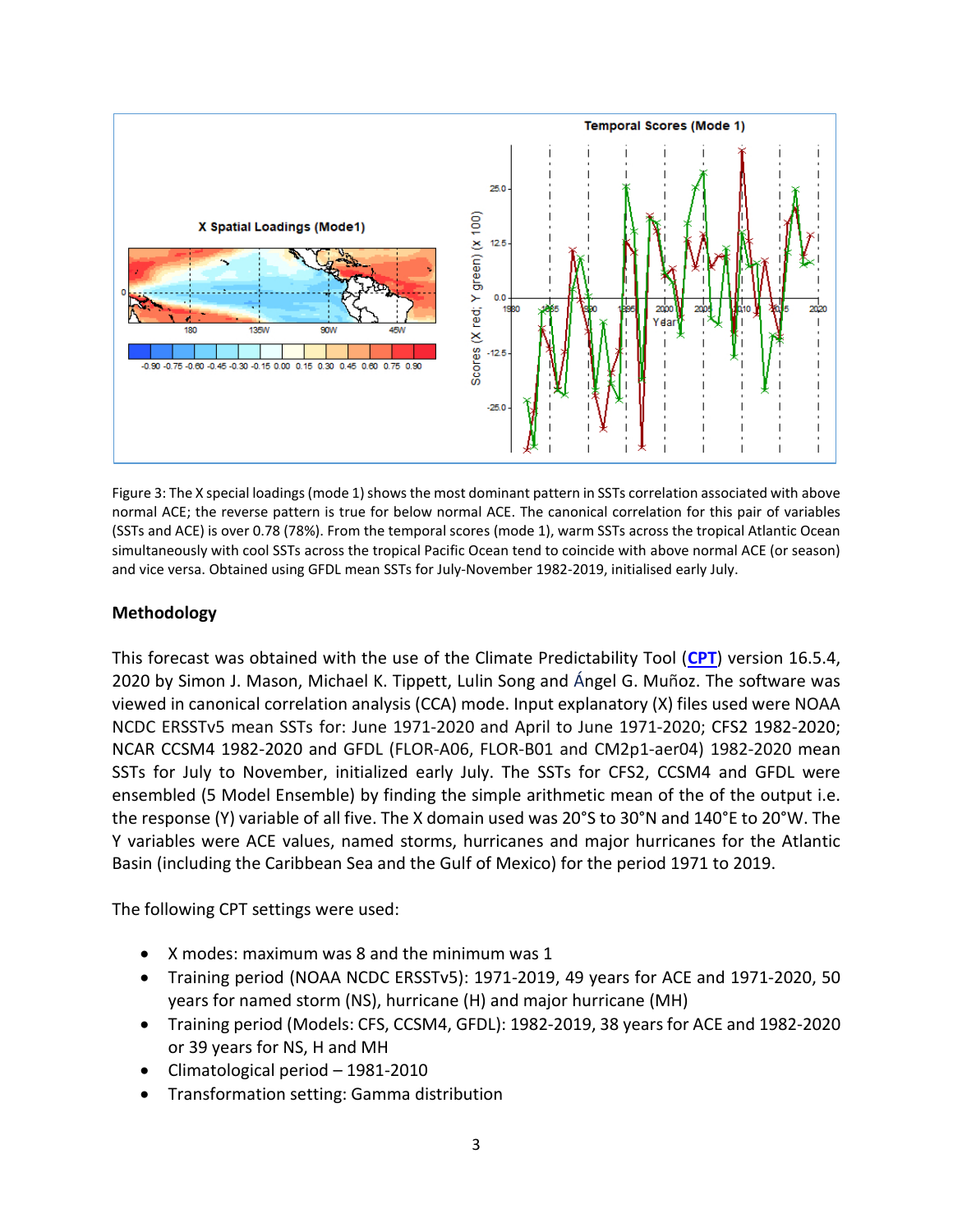Figure 3: The X special loadings (mode 1) shows the most dominant pattern in SSTs correlation associated with above normal ACE; the reverse pattern is true for below normal ACE. The canonical correlation for this pair of variables (SSTs and ACE) is over 0.78 (78%). From the temporal scores (mode 1), warm SSTs across the tropical Atlantic Ocean simultaneously with cool SSTs across the tropical Pacific Ocean tend to coincide with above normal ACE (or season) and vice versa. Obtained using GFDL mean SSTs for July-November 1982-2019, initialised early July.

## Methodology

This forecast was obtained with the use of the Climate Predictability Tool (**CPT**) version 16.5.4, 2020 by Simon J. Mason, Michael K. Tippett, Lulin Song and Ángel G. Muñoz. The software was viewed in canonical correlation analysis (CCA) mode. Input explanatory (X) files used were NOAA NCDC ERSSTv5 mean SSTs for: June 1971-2020 and April to June 1971-2020; CFS2 1982-2020; NCAR CCSM4 1982-2020 and GFDL (FLOR-A06, FLOR-B01 and CM2p1-aer04) 1982-2020 mean SSTs for July to November, initialized early July. The SSTs for CFS2, CCSM4 and GFDL were ensembled (5 Model Ensemble) by finding the simple arithmetic mean of the of the output i.e. the response (Y) variable of all five. The X domain used was 20°S to 30°N and 140°E to 20°W. The Y variables were ACE values, named storms, hurricanes and major hurricanes for the Atlantic Basin (including the Caribbean Sea and the Gulf of Mexico) for the period 1971 to 2019.

The following CPT settings were used:

- X modes: maximum was 8 and the minimum was 1
- Training period (NOAA NCDC ERSSTv5): 1971-2019, 49 years for ACE and 1971-2020, 50 years for named storm (NS), hurricane (H) and major hurricane (MH)
- Training period (Models: CFS, CCSM4, GFDL): 1982-2019, 38 years for ACE and 1982-2020 or 39 years for NS, H and MH
- Climatological period – 1981-2010
- Transformation setting: Gamma distribution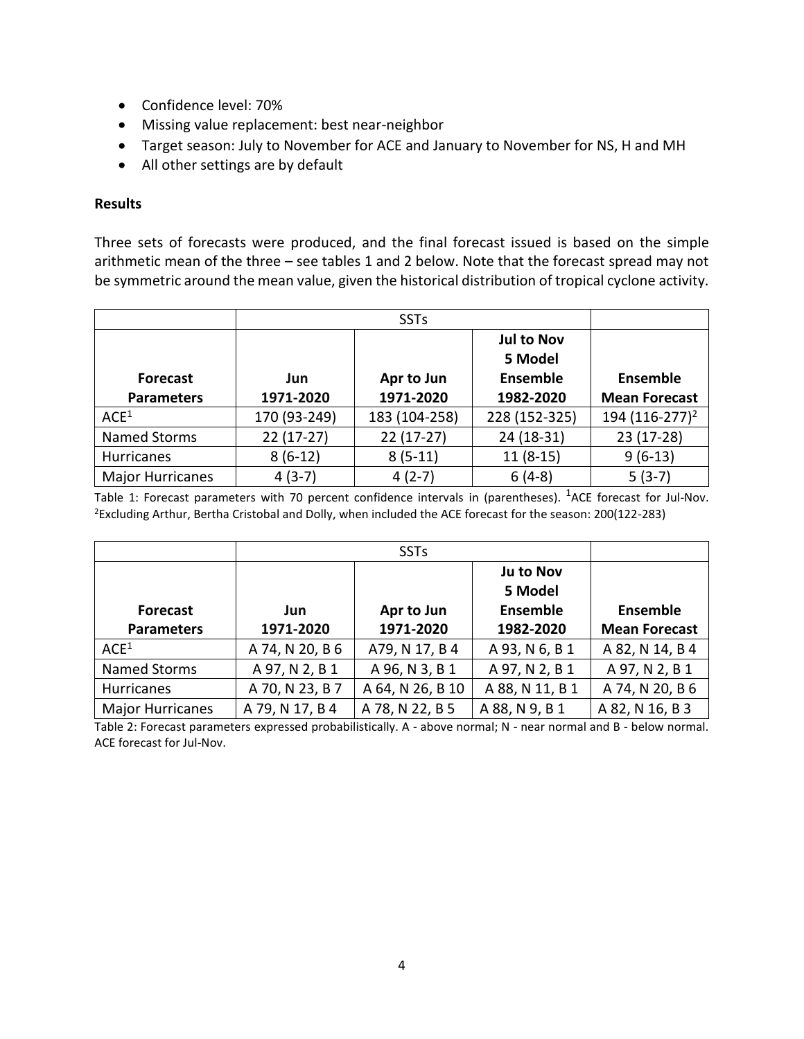- Confidence level: 70%
- Missing value replacement: best near-neighbor
- Target season: July to November for ACE and January to November for NS, H and MH
- All other settings are by default

**Results**

Three sets of forecasts were produced, and the final forecast issued is based on the simple arithmetic mean of the three – see tables 1 and 2 below. Note that the forecast spread may not be symmetric around the mean value, given the historical distribution of tropical cyclone activity.

| | SSTs | | | |
|---|---|---|---|---|
| **Forecast Parameters** | **Jun 1971-2020** | **Apr to Jun 1971-2020** | **Jul to Nov 5 Model Ensemble 1982-2020** | **Ensemble Mean Forecast** |
| ACE[1] | 170 (93-249) | 183 (104-258) | 228 (152-325) | 194 (116-277)[2] |
| Named Storms | 22 (17-27) | 22 (17-27) | 24 (18-31) | 23 (17-28) |
| Hurricanes | 8 (6-12) | 8 (5-11) | 11 (8-15) | 9 (6-13) |
| Major Hurricanes | 4 (3-7) | 4 (2-7) | 6 (4-8) | 5 (3-7) |

Table 1: Forecast parameters with 70 percent confidence intervals in (parentheses). [1]ACE forecast for Jul-Nov. [2]Excluding Arthur, Bertha Cristobal and Dolly, when included the ACE forecast for the season: 200(122-283)

| | SSTs | | | |
|---|---|---|---|---|
| **Forecast Parameters** | **Jun 1971-2020** | **Apr to Jun 1971-2020** | **Ju to Nov 5 Model Ensemble 1982-2020** | **Ensemble Mean Forecast** |
| ACE[1] | A 74, N 20, B 6 | A79, N 17, B 4 | A 93, N 6, B 1 | A 82, N 14, B 4 |
| Named Storms | A 97, N 2, B 1 | A 96, N 3, B 1 | A 97, N 2, B 1 | A 97, N 2, B 1 |
| Hurricanes | A 70, N 23, B 7 | A 64, N 26, B 10 | A 88, N 11, B 1 | A 74, N 20, B 6 |
| Major Hurricanes | A 79, N 17, B 4 | A 78, N 22, B 5 | A 88, N 9, B 1 | A 82, N 16, B 3 |

Table 2: Forecast parameters expressed probabilistically. A - above normal; N - near normal and B - below normal. ACE forecast for Jul-Nov.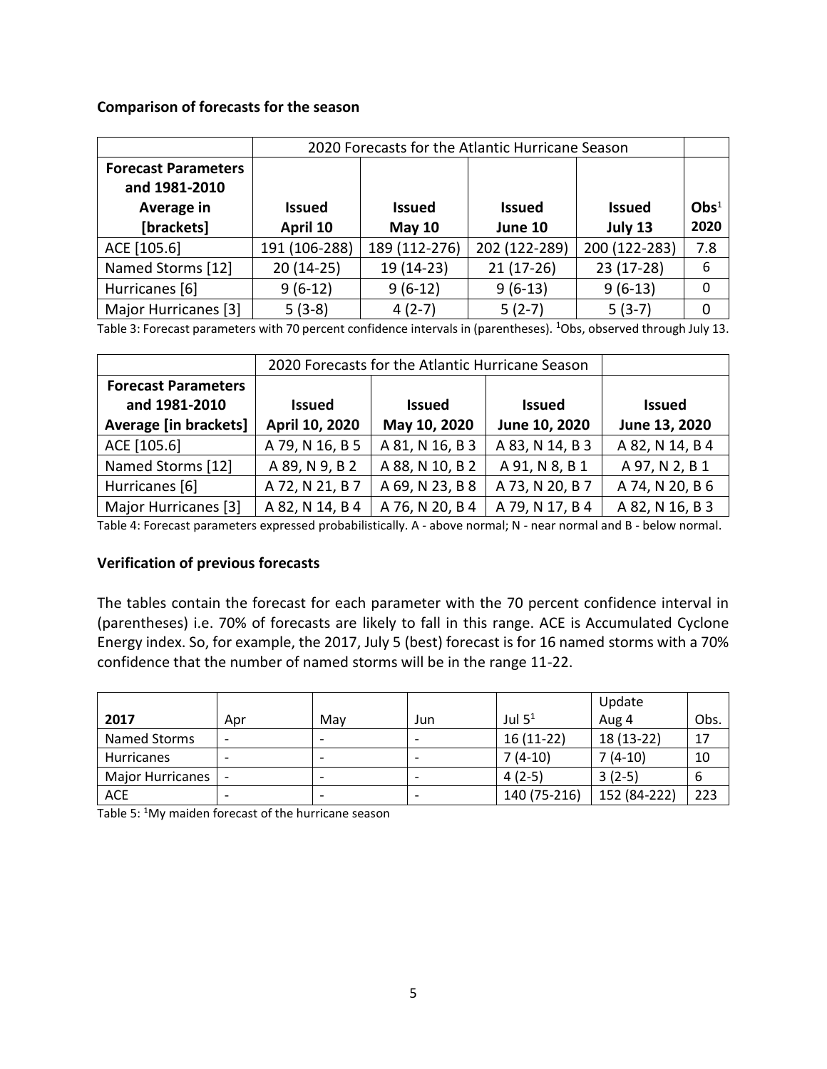**Comparison of forecasts for the season**

| | 2020 Forecasts for the Atlantic Hurricane Season | | | | |
|---|---|---|---|---|---|
| **Forecast Parameters and 1981-2010 Average in [brackets]** | **Issued April 10** | **Issued May 10** | **Issued June 10** | **Issued July 13** | **Obs**[1] **2020** |
| ACE [105.6] | 191 (106-288) | 189 (112-276) | 202 (122-289) | 200 (122-283) | 7.8 |
| Named Storms [12] | 20 (14-25) | 19 (14-23) | 21 (17-26) | 23 (17-28) | 6 |
| Hurricanes [6] | 9 (6-12) | 9 (6-12) | 9 (6-13) | 9 (6-13) | 0 |
| Major Hurricanes [3] | 5 (3-8) | 4 (2-7) | 5 (2-7) | 5 (3-7) | 0 |

Table 3: Forecast parameters with 70 percent confidence intervals in (parentheses). [1]Obs, observed through July 13.

| | 2020 Forecasts for the Atlantic Hurricane Season | | | |
|---|---|---|---|---|
| **Forecast Parameters and 1981-2010 Average [in brackets]** | **Issued April 10, 2020** | **Issued May 10, 2020** | **Issued June 10, 2020** | **Issued June 13, 2020** |
| ACE [105.6] | A 79, N 16, B 5 | A 81, N 16, B 3 | A 83, N 14, B 3 | A 82, N 14, B 4 |
| Named Storms [12] | A 89, N 9, B 2 | A 88, N 10, B 2 | A 91, N 8, B 1 | A 97, N 2, B 1 |
| Hurricanes [6] | A 72, N 21, B 7 | A 69, N 23, B 8 | A 73, N 20, B 7 | A 74, N 20, B 6 |
| Major Hurricanes [3] | A 82, N 14, B 4 | A 76, N 20, B 4 | A 79, N 17, B 4 | A 82, N 16, B 3 |

Table 4: Forecast parameters expressed probabilistically. A - above normal; N - near normal and B - below normal.

**Verification of previous forecasts**

The tables contain the forecast for each parameter with the 70 percent confidence interval in (parentheses) i.e. 70% of forecasts are likely to fall in this range. ACE is Accumulated Cyclone Energy index. So, for example, the 2017, July 5 (best) forecast is for 16 named storms with a 70% confidence that the number of named storms will be in the range 11-22.

| **2017** | Apr | May | Jun | Jul 5[1] | Update Aug 4 | Obs. |
|---|---|---|---|---|---|---|
| Named Storms | - | - | - | 16 (11-22) | 18 (13-22) | 17 |
| Hurricanes | - | - | - | 7 (4-10) | 7 (4-10) | 10 |
| Major Hurricanes | - | - | - | 4 (2-5) | 3 (2-5) | 6 |
| ACE | - | - | - | 140 (75-216) | 152 (84-222) | 223 |

Table 5: [1]My maiden forecast of the hurricane season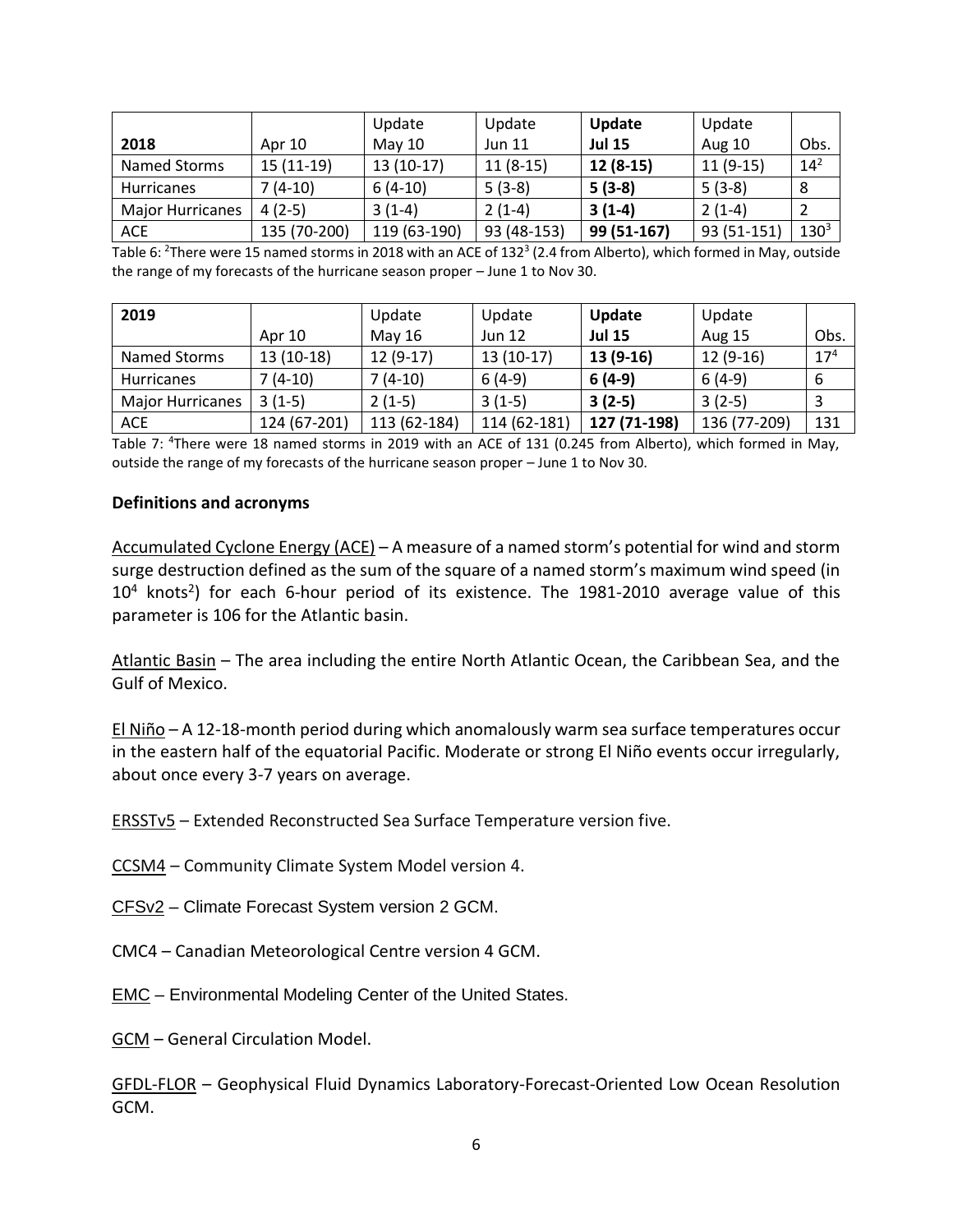| **2018** | Apr 10 | Update May 10 | Update Jun 11 | **Update Jul 15** | Update Aug 10 | Obs. |
|---|---|---|---|---|---|---|
| Named Storms | 15 (11-19) | 13 (10-17) | 11 (8-15) | **12 (8-15)** | 11 (9-15) | 14[2] |
| Hurricanes | 7 (4-10) | 6 (4-10) | 5 (3-8) | **5 (3-8)** | 5 (3-8) | 8 |
| Major Hurricanes | 4 (2-5) | 3 (1-4) | 2 (1-4) | **3 (1-4)** | 2 (1-4) | 2 |
| ACE | 135 (70-200) | 119 (63-190) | 93 (48-153) | **99 (51-167)** | 93 (51-151) | 130[3] |

Table 6: [2]There were 15 named storms in 2018 with an ACE of 132[3] (2.4 from Alberto), which formed in May, outside the range of my forecasts of the hurricane season proper – June 1 to Nov 30.

| **2019** | Apr 10 | Update May 16 | Update Jun 12 | **Update Jul 15** | Update Aug 15 | Obs. |
|---|---|---|---|---|---|---|
| Named Storms | 13 (10-18) | 12 (9-17) | 13 (10-17) | **13 (9-16)** | 12 (9-16) | 17[4] |
| Hurricanes | 7 (4-10) | 7 (4-10) | 6 (4-9) | **6 (4-9)** | 6 (4-9) | 6 |
| Major Hurricanes | 3 (1-5) | 2 (1-5) | 3 (1-5) | **3 (2-5)** | 3 (2-5) | 3 |
| ACE | 124 (67-201) | 113 (62-184) | 114 (62-181) | **127 (71-198)** | 136 (77-209) | 131 |

Table 7: [4]There were 18 named storms in 2019 with an ACE of 131 (0.245 from Alberto), which formed in May, outside the range of my forecasts of the hurricane season proper – June 1 to Nov 30.

**Definitions and acronyms**

Accumulated Cyclone Energy (ACE) – A measure of a named storm's potential for wind and storm surge destruction defined as the sum of the square of a named storm's maximum wind speed (in $10^4$ knots$^2$) for each 6-hour period of its existence. The 1981-2010 average value of this parameter is 106 for the Atlantic basin.

Atlantic Basin – The area including the entire North Atlantic Ocean, the Caribbean Sea, and the Gulf of Mexico.

El Niño – A 12-18-month period during which anomalously warm sea surface temperatures occur in the eastern half of the equatorial Pacific. Moderate or strong El Niño events occur irregularly, about once every 3-7 years on average.

ERSSTv5 – Extended Reconstructed Sea Surface Temperature version five.

CCSM4 – Community Climate System Model version 4.

CFSv2 – Climate Forecast System version 2 GCM.

CMC4 – Canadian Meteorological Centre version 4 GCM.

EMC – Environmental Modeling Center of the United States.

GCM – General Circulation Model.

GFDL-FLOR – Geophysical Fluid Dynamics Laboratory-Forecast-Oriented Low Ocean Resolution GCM.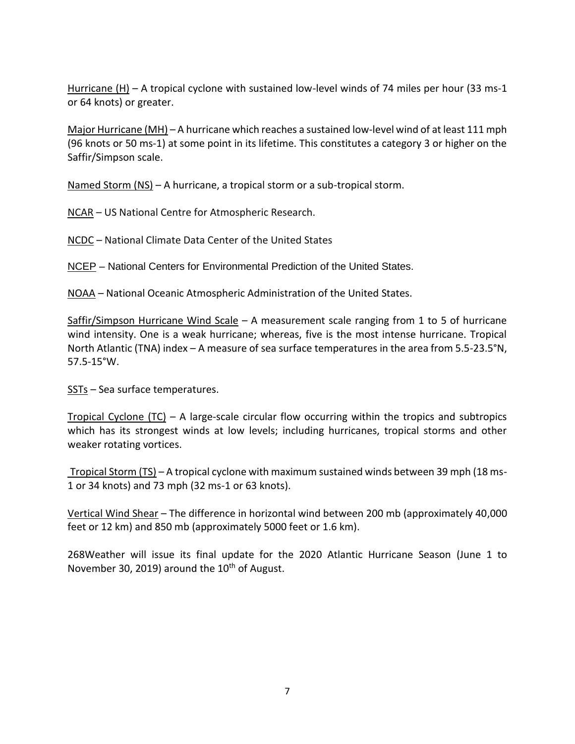Hurricane (H) – A tropical cyclone with sustained low-level winds of 74 miles per hour (33 ms-1 or 64 knots) or greater.

Major Hurricane (MH) – A hurricane which reaches a sustained low-level wind of at least 111 mph (96 knots or 50 ms-1) at some point in its lifetime. This constitutes a category 3 or higher on the Saffir/Simpson scale.

Named Storm (NS) – A hurricane, a tropical storm or a sub-tropical storm.

NCAR – US National Centre for Atmospheric Research.

NCDC – National Climate Data Center of the United States

NCEP – National Centers for Environmental Prediction of the United States.

NOAA – National Oceanic Atmospheric Administration of the United States.

Saffir/Simpson Hurricane Wind Scale – A measurement scale ranging from 1 to 5 of hurricane wind intensity. One is a weak hurricane; whereas, five is the most intense hurricane. Tropical North Atlantic (TNA) index – A measure of sea surface temperatures in the area from 5.5-23.5°N, 57.5-15°W.

SSTs – Sea surface temperatures.

Tropical Cyclone (TC) – A large-scale circular flow occurring within the tropics and subtropics which has its strongest winds at low levels; including hurricanes, tropical storms and other weaker rotating vortices.

Tropical Storm (TS) – A tropical cyclone with maximum sustained winds between 39 mph (18 ms-1 or 34 knots) and 73 mph (32 ms-1 or 63 knots).

Vertical Wind Shear – The difference in horizontal wind between 200 mb (approximately 40,000 feet or 12 km) and 850 mb (approximately 5000 feet or 1.6 km).

268Weather will issue its final update for the 2020 Atlantic Hurricane Season (June 1 to November 30, 2019) around the $10^{th}$ of August.